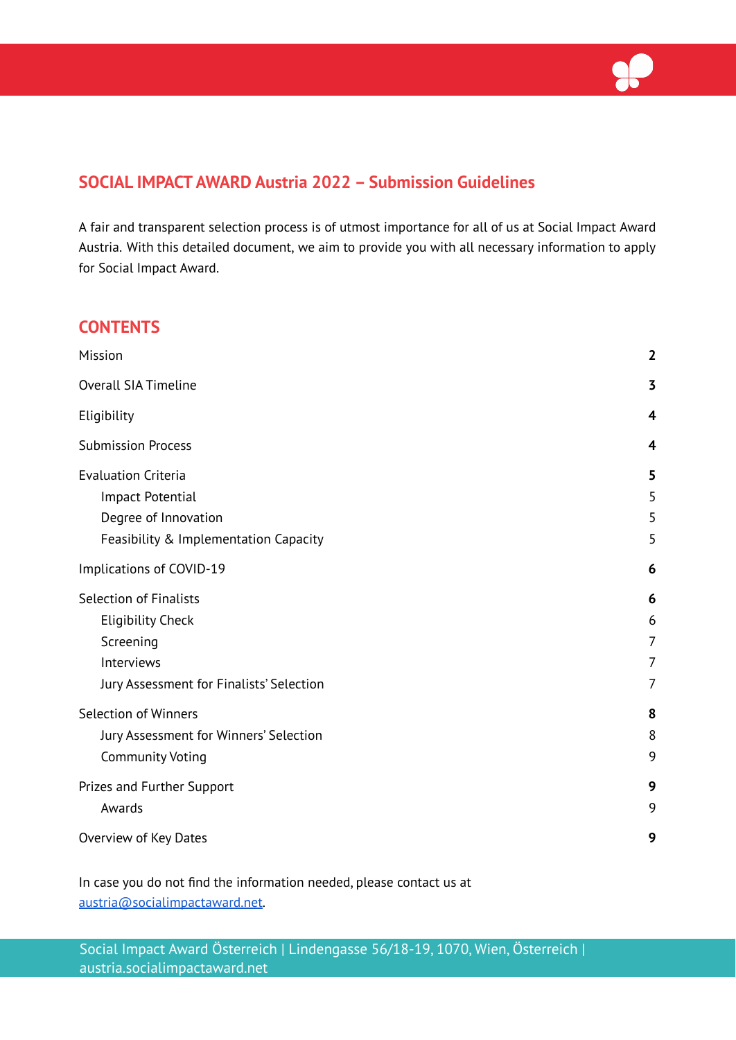## SOCIAL IMPACT AWARD Austria 2022 – Submission Guidelines

A fair and transparent selection process is of utmost importance for all of us at Social Impact Award Austria. With this detailed document, we aim to provide you with all necessary information to apply for Social Impact Award.

## CONTENTS

| | |
|---|---|
| Mission | **2** |
| Overall SIA Timeline | **3** |
| Eligibility | **4** |
| Submission Process | **4** |
| Evaluation Criteria | **5** |
| Impact Potential | 5 |
| Degree of Innovation | 5 |
| Feasibility & Implementation Capacity | 5 |
| Implications of COVID-19 | **6** |
| Selection of Finalists | **6** |
| Eligibility Check | 6 |
| Screening | 7 |
| Interviews | 7 |
| Jury Assessment for Finalists' Selection | 7 |
| Selection of Winners | **8** |
| Jury Assessment for Winners' Selection | 8 |
| Community Voting | 9 |
| Prizes and Further Support | **9** |
| Awards | 9 |
| Overview of Key Dates | **9** |

In case you do not find the information needed, please contact us at austria@socialimpactaward.net.

Social Impact Award Österreich | Lindengasse 56/18-19, 1070, Wien, Österreich | austria.socialimpactaward.net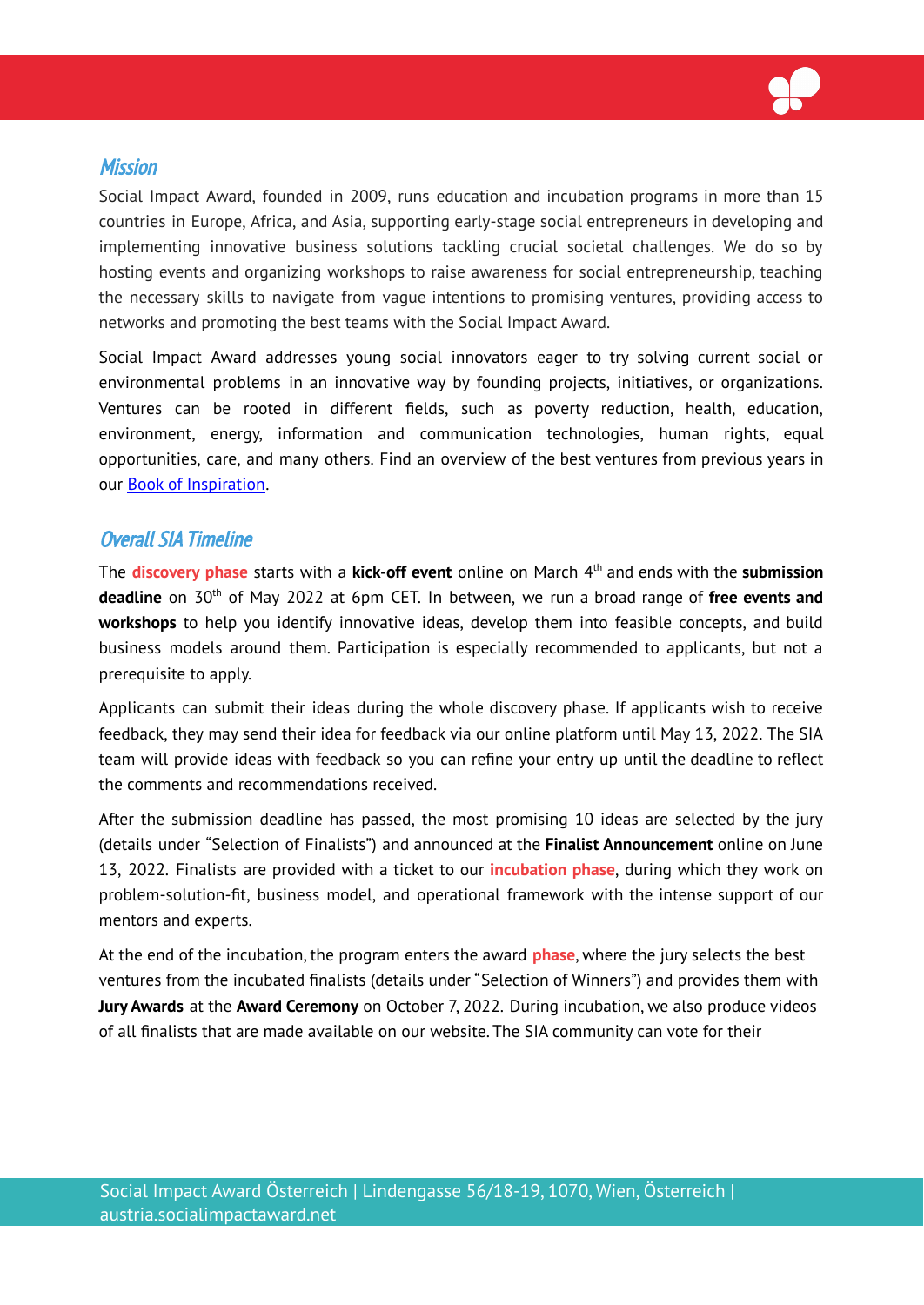## *Mission*

Social Impact Award, founded in 2009, runs education and incubation programs in more than 15 countries in Europe, Africa, and Asia, supporting early-stage social entrepreneurs in developing and implementing innovative business solutions tackling crucial societal challenges. We do so by hosting events and organizing workshops to raise awareness for social entrepreneurship, teaching the necessary skills to navigate from vague intentions to promising ventures, providing access to networks and promoting the best teams with the Social Impact Award.

Social Impact Award addresses young social innovators eager to try solving current social or environmental problems in an innovative way by founding projects, initiatives, or organizations. Ventures can be rooted in different fields, such as poverty reduction, health, education, environment, energy, information and communication technologies, human rights, equal opportunities, care, and many others. Find an overview of the best ventures from previous years in our Book of Inspiration.

## *Overall SIA Timeline*

The **discovery phase** starts with a **kick-off event** online on March 4th and ends with the **submission deadline** on 30th of May 2022 at 6pm CET. In between, we run a broad range of **free events and workshops** to help you identify innovative ideas, develop them into feasible concepts, and build business models around them. Participation is especially recommended to applicants, but not a prerequisite to apply.

Applicants can submit their ideas during the whole discovery phase. If applicants wish to receive feedback, they may send their idea for feedback via our online platform until May 13, 2022. The SIA team will provide ideas with feedback so you can refine your entry up until the deadline to reflect the comments and recommendations received.

After the submission deadline has passed, the most promising 10 ideas are selected by the jury (details under "Selection of Finalists") and announced at the **Finalist Announcement** online on June 13, 2022. Finalists are provided with a ticket to our **incubation phase**, during which they work on problem-solution-fit, business model, and operational framework with the intense support of our mentors and experts.

At the end of the incubation, the program enters the award **phase**, where the jury selects the best ventures from the incubated finalists (details under "Selection of Winners") and provides them with **Jury Awards** at the **Award Ceremony** on October 7, 2022. During incubation, we also produce videos of all finalists that are made available on our website. The SIA community can vote for their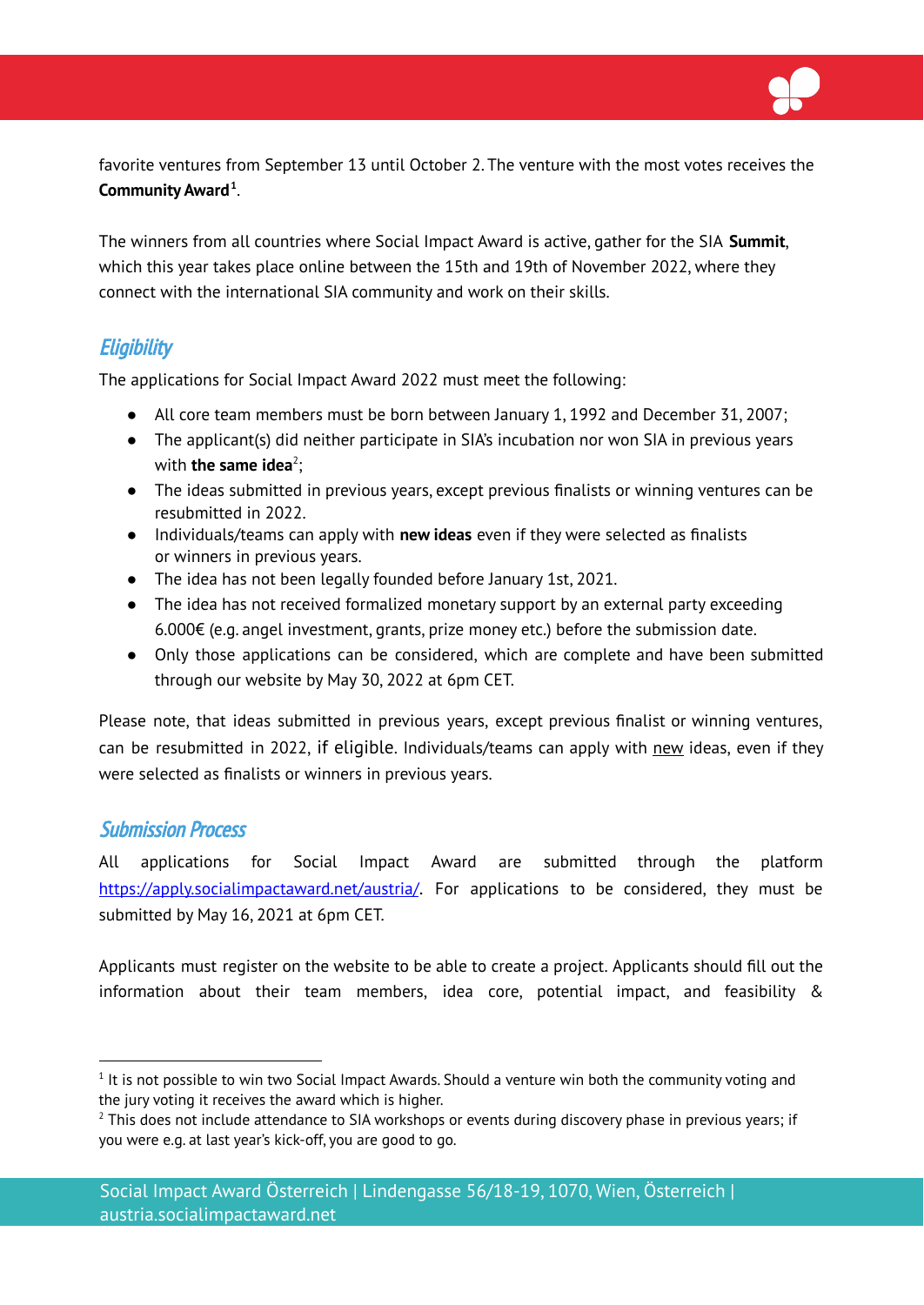favorite ventures from September 13 until October 2. The venture with the most votes receives the **Community Award**[1].

The winners from all countries where Social Impact Award is active, gather for the SIA **Summit**, which this year takes place online between the 15th and 19th of November 2022, where they connect with the international SIA community and work on their skills.

## *Eligibility*

The applications for Social Impact Award 2022 must meet the following:

- All core team members must be born between January 1, 1992 and December 31, 2007;
- The applicant(s) did neither participate in SIA's incubation nor won SIA in previous years with **the same idea**[2];
- The ideas submitted in previous years, except previous finalists or winning ventures can be resubmitted in 2022.
- Individuals/teams can apply with **new ideas** even if they were selected as finalists or winners in previous years.
- The idea has not been legally founded before January 1st, 2021.
- The idea has not received formalized monetary support by an external party exceeding 6.000€ (e.g. angel investment, grants, prize money etc.) before the submission date.
- Only those applications can be considered, which are complete and have been submitted through our website by May 30, 2022 at 6pm CET.

Please note, that ideas submitted in previous years, except previous finalist or winning ventures, can be resubmitted in 2022, if eligible. Individuals/teams can apply with new ideas, even if they were selected as finalists or winners in previous years.

## *Submission Process*

All applications for Social Impact Award are submitted through the platform https://apply.socialimpactaward.net/austria/. For applications to be considered, they must be submitted by May 16, 2021 at 6pm CET.

Applicants must register on the website to be able to create a project. Applicants should fill out the information about their team members, idea core, potential impact, and feasibility &

---

[1] It is not possible to win two Social Impact Awards. Should a venture win both the community voting and the jury voting it receives the award which is higher.

[2] This does not include attendance to SIA workshops or events during discovery phase in previous years; if you were e.g. at last year's kick-off, you are good to go.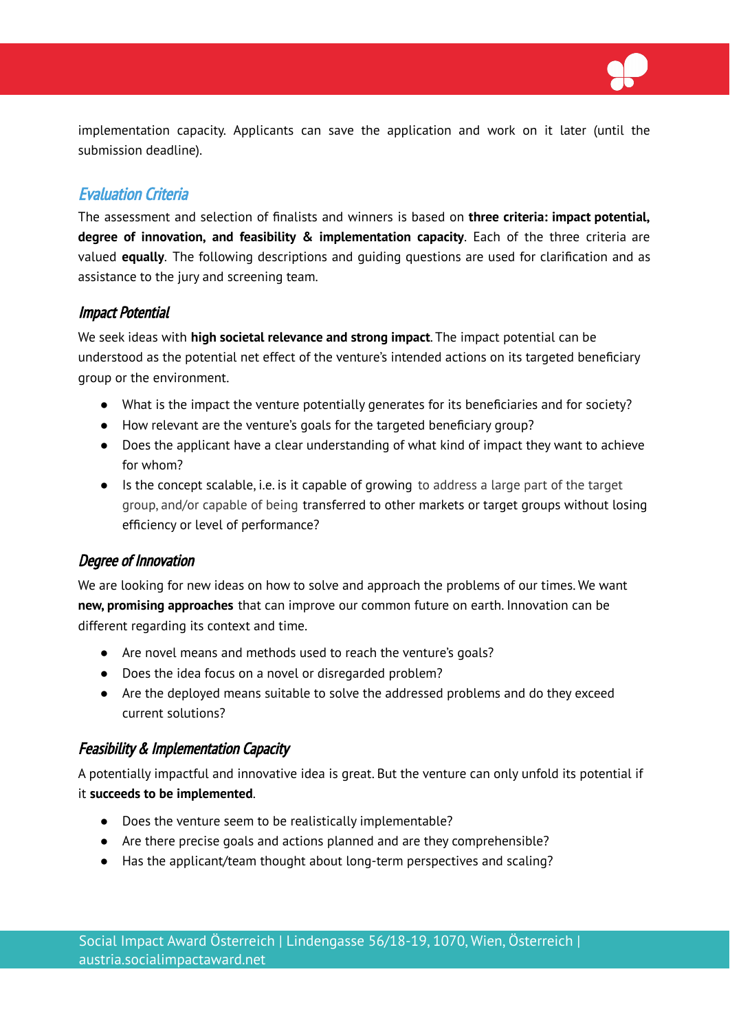implementation capacity. Applicants can save the application and work on it later (until the submission deadline).

## *Evaluation Criteria*

The assessment and selection of finalists and winners is based on **three criteria: impact potential, degree of innovation, and feasibility & implementation capacity**. Each of the three criteria are valued **equally**. The following descriptions and guiding questions are used for clarification and as assistance to the jury and screening team.

### *Impact Potential*

We seek ideas with **high societal relevance and strong impact**. The impact potential can be understood as the potential net effect of the venture's intended actions on its targeted beneficiary group or the environment.

- What is the impact the venture potentially generates for its beneficiaries and for society?
- How relevant are the venture's goals for the targeted beneficiary group?
- Does the applicant have a clear understanding of what kind of impact they want to achieve for whom?
- Is the concept scalable, i.e. is it capable of growing to address a large part of the target group, and/or capable of being transferred to other markets or target groups without losing efficiency or level of performance?

### *Degree of Innovation*

We are looking for new ideas on how to solve and approach the problems of our times. We want **new, promising approaches** that can improve our common future on earth. Innovation can be different regarding its context and time.

- Are novel means and methods used to reach the venture's goals?
- Does the idea focus on a novel or disregarded problem?
- Are the deployed means suitable to solve the addressed problems and do they exceed current solutions?

### *Feasibility & Implementation Capacity*

A potentially impactful and innovative idea is great. But the venture can only unfold its potential if it **succeeds to be implemented**.

- Does the venture seem to be realistically implementable?
- Are there precise goals and actions planned and are they comprehensible?
- Has the applicant/team thought about long-term perspectives and scaling?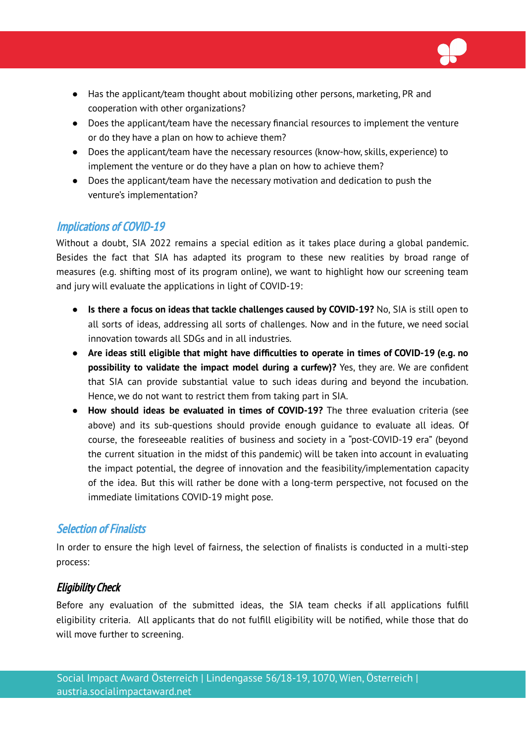- Has the applicant/team thought about mobilizing other persons, marketing, PR and cooperation with other organizations?
- Does the applicant/team have the necessary financial resources to implement the venture or do they have a plan on how to achieve them?
- Does the applicant/team have the necessary resources (know-how, skills, experience) to implement the venture or do they have a plan on how to achieve them?
- Does the applicant/team have the necessary motivation and dedication to push the venture's implementation?

## *Implications of COVID-19*

Without a doubt, SIA 2022 remains a special edition as it takes place during a global pandemic. Besides the fact that SIA has adapted its program to these new realities by broad range of measures (e.g. shifting most of its program online), we want to highlight how our screening team and jury will evaluate the applications in light of COVID-19:

- **Is there a focus on ideas that tackle challenges caused by COVID-19?** No, SIA is still open to all sorts of ideas, addressing all sorts of challenges. Now and in the future, we need social innovation towards all SDGs and in all industries.
- **Are ideas still eligible that might have difficulties to operate in times of COVID-19 (e.g. no possibility to validate the impact model during a curfew)?** Yes, they are. We are confident that SIA can provide substantial value to such ideas during and beyond the incubation. Hence, we do not want to restrict them from taking part in SIA.
- **How should ideas be evaluated in times of COVID-19?** The three evaluation criteria (see above) and its sub-questions should provide enough guidance to evaluate all ideas. Of course, the foreseeable realities of business and society in a "post-COVID-19 era" (beyond the current situation in the midst of this pandemic) will be taken into account in evaluating the impact potential, the degree of innovation and the feasibility/implementation capacity of the idea. But this will rather be done with a long-term perspective, not focused on the immediate limitations COVID-19 might pose.

## *Selection of Finalists*

In order to ensure the high level of fairness, the selection of finalists is conducted in a multi-step process:

### *Eligibility Check*

Before any evaluation of the submitted ideas, the SIA team checks if all applications fulfill eligibility criteria. All applicants that do not fulfill eligibility will be notified, while those that do will move further to screening.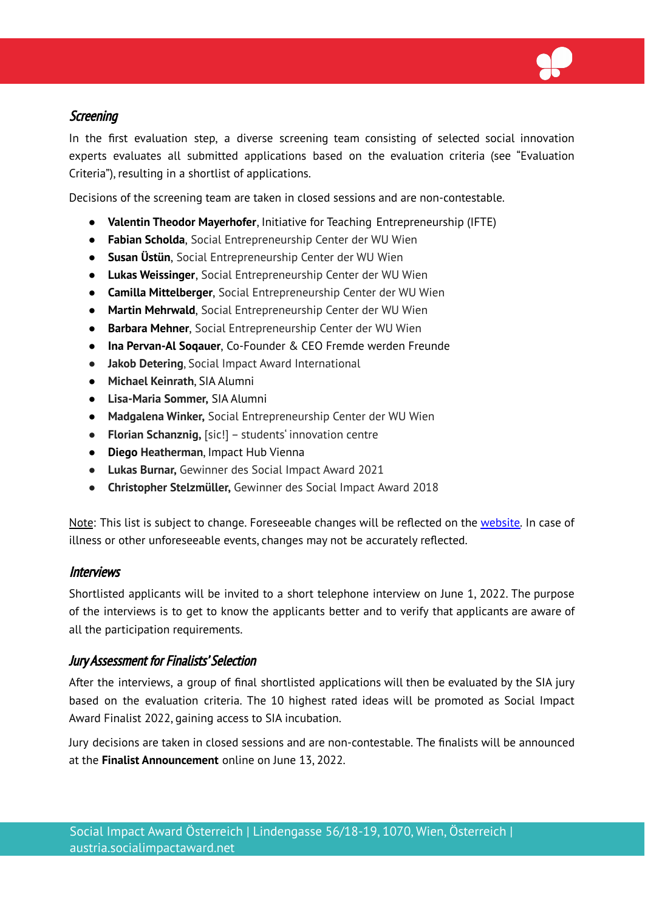### *Screening*

In the first evaluation step, a diverse screening team consisting of selected social innovation experts evaluates all submitted applications based on the evaluation criteria (see "Evaluation Criteria"), resulting in a shortlist of applications.

Decisions of the screening team are taken in closed sessions and are non-contestable.

- **Valentin Theodor Mayerhofer**, Initiative for Teaching Entrepreneurship (IFTE)
- **Fabian Scholda**, Social Entrepreneurship Center der WU Wien
- **Susan Üstün**, Social Entrepreneurship Center der WU Wien
- **Lukas Weissinger**, Social Entrepreneurship Center der WU Wien
- **Camilla Mittelberger**, Social Entrepreneurship Center der WU Wien
- **Martin Mehrwald**, Social Entrepreneurship Center der WU Wien
- **Barbara Mehner**, Social Entrepreneurship Center der WU Wien
- **Ina Pervan-Al Soqauer**, Co-Founder & CEO Fremde werden Freunde
- **Jakob Detering**, Social Impact Award International
- **Michael Keinrath**, SIA Alumni
- **Lisa-Maria Sommer,** SIA Alumni
- **Madgalena Winker,** Social Entrepreneurship Center der WU Wien
- **Florian Schanznig,** [sic!] – students' innovation centre
- **Diego Heatherman**, Impact Hub Vienna
- **Lukas Burnar,** Gewinner des Social Impact Award 2021
- **Christopher Stelzmüller,** Gewinner des Social Impact Award 2018

Note: This list is subject to change. Foreseeable changes will be reflected on the website. In case of illness or other unforeseeable events, changes may not be accurately reflected.

### *Interviews*

Shortlisted applicants will be invited to a short telephone interview on June 1, 2022. The purpose of the interviews is to get to know the applicants better and to verify that applicants are aware of all the participation requirements.

### *Jury Assessment for Finalists' Selection*

After the interviews, a group of final shortlisted applications will then be evaluated by the SIA jury based on the evaluation criteria. The 10 highest rated ideas will be promoted as Social Impact Award Finalist 2022, gaining access to SIA incubation.

Jury decisions are taken in closed sessions and are non-contestable. The finalists will be announced at the **Finalist Announcement** online on June 13, 2022.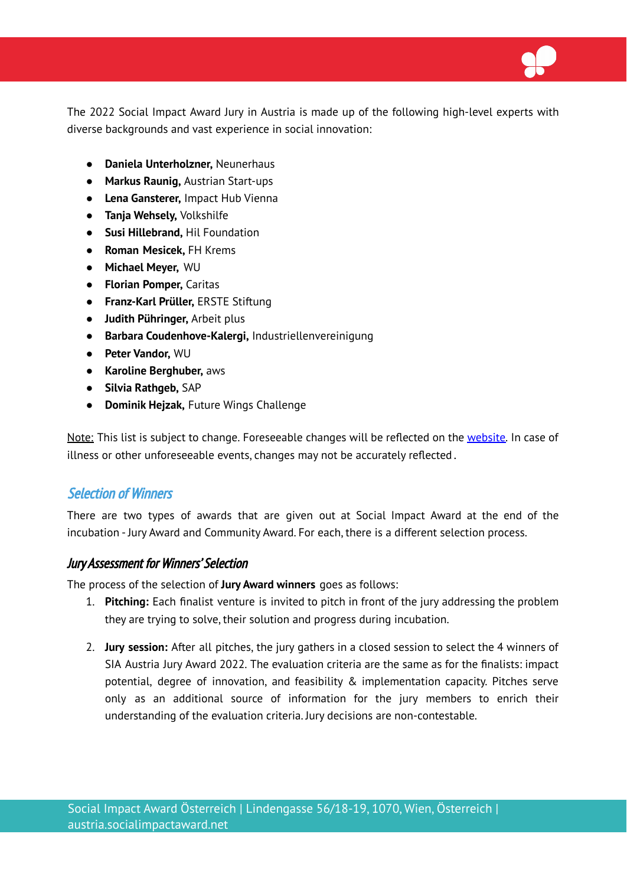The 2022 Social Impact Award Jury in Austria is made up of the following high-level experts with diverse backgrounds and vast experience in social innovation:

- **Daniela Unterholzner,** Neunerhaus
- **Markus Raunig,** Austrian Start-ups
- **Lena Gansterer,** Impact Hub Vienna
- **Tanja Wehsely,** Volkshilfe
- **Susi Hillebrand,** Hil Foundation
- **Roman Mesicek,** FH Krems
- **Michael Meyer,** WU
- **Florian Pomper,** Caritas
- **Franz-Karl Prüller,** ERSTE Stiftung
- **Judith Pühringer,** Arbeit plus
- **Barbara Coudenhove-Kalergi,** Industriellenvereinigung
- **Peter Vandor,** WU
- **Karoline Berghuber,** aws
- **Silvia Rathgeb,** SAP
- **Dominik Hejzak,** Future Wings Challenge

Note: This list is subject to change. Foreseeable changes will be reflected on the website. In case of illness or other unforeseeable events, changes may not be accurately reflected.

## Selection of Winners

There are two types of awards that are given out at Social Impact Award at the end of the incubation - Jury Award and Community Award. For each, there is a different selection process.

### Jury Assessment for Winners' Selection

The process of the selection of **Jury Award winners** goes as follows:

1. **Pitching:** Each finalist venture is invited to pitch in front of the jury addressing the problem they are trying to solve, their solution and progress during incubation.
2. **Jury session:** After all pitches, the jury gathers in a closed session to select the 4 winners of SIA Austria Jury Award 2022. The evaluation criteria are the same as for the finalists: impact potential, degree of innovation, and feasibility & implementation capacity. Pitches serve only as an additional source of information for the jury members to enrich their understanding of the evaluation criteria. Jury decisions are non-contestable.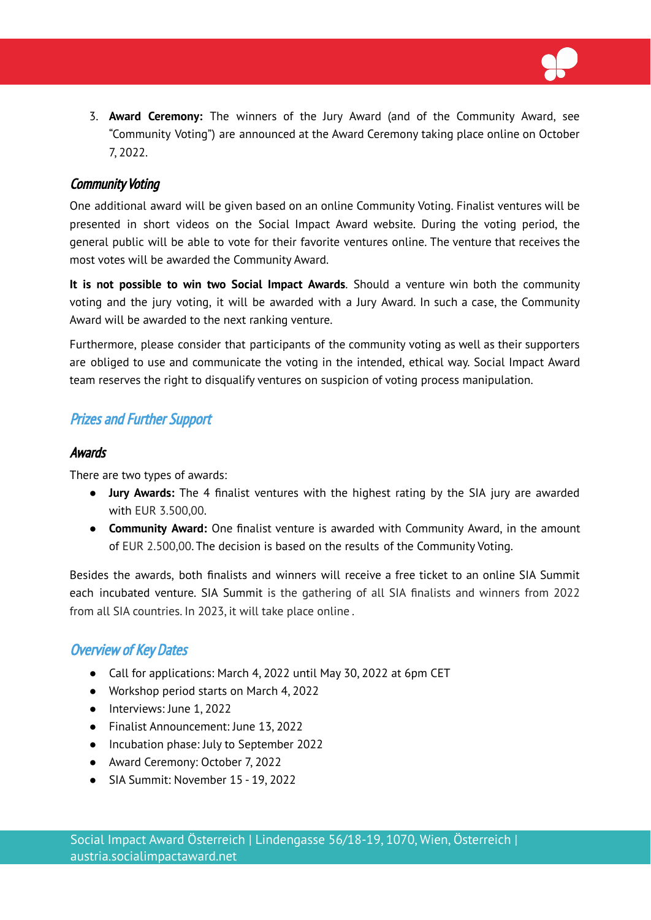3. **Award Ceremony:** The winners of the Jury Award (and of the Community Award, see "Community Voting") are announced at the Award Ceremony taking place online on October 7, 2022.

### *Community Voting*

One additional award will be given based on an online Community Voting. Finalist ventures will be presented in short videos on the Social Impact Award website. During the voting period, the general public will be able to vote for their favorite ventures online. The venture that receives the most votes will be awarded the Community Award.

**It is not possible to win two Social Impact Awards**. Should a venture win both the community voting and the jury voting, it will be awarded with a Jury Award. In such a case, the Community Award will be awarded to the next ranking venture.

Furthermore, please consider that participants of the community voting as well as their supporters are obliged to use and communicate the voting in the intended, ethical way. Social Impact Award team reserves the right to disqualify ventures on suspicion of voting process manipulation.

## *Prizes and Further Support*

### *Awards*

There are two types of awards:

- **Jury Awards:** The 4 finalist ventures with the highest rating by the SIA jury are awarded with EUR 3.500,00.
- **Community Award:** One finalist venture is awarded with Community Award, in the amount of EUR 2.500,00. The decision is based on the results of the Community Voting.

Besides the awards, both finalists and winners will receive a free ticket to an online SIA Summit each incubated venture. SIA Summit is the gathering of all SIA finalists and winners from 2022 from all SIA countries. In 2023, it will take place online .

## *Overview of Key Dates*

- Call for applications: March 4, 2022 until May 30, 2022 at 6pm CET
- Workshop period starts on March 4, 2022
- Interviews: June 1, 2022
- Finalist Announcement: June 13, 2022
- Incubation phase: July to September 2022
- Award Ceremony: October 7, 2022
- SIA Summit: November 15 - 19, 2022

Social Impact Award Österreich | Lindengasse 56/18-19, 1070, Wien, Österreich | austria.socialimpactaward.net